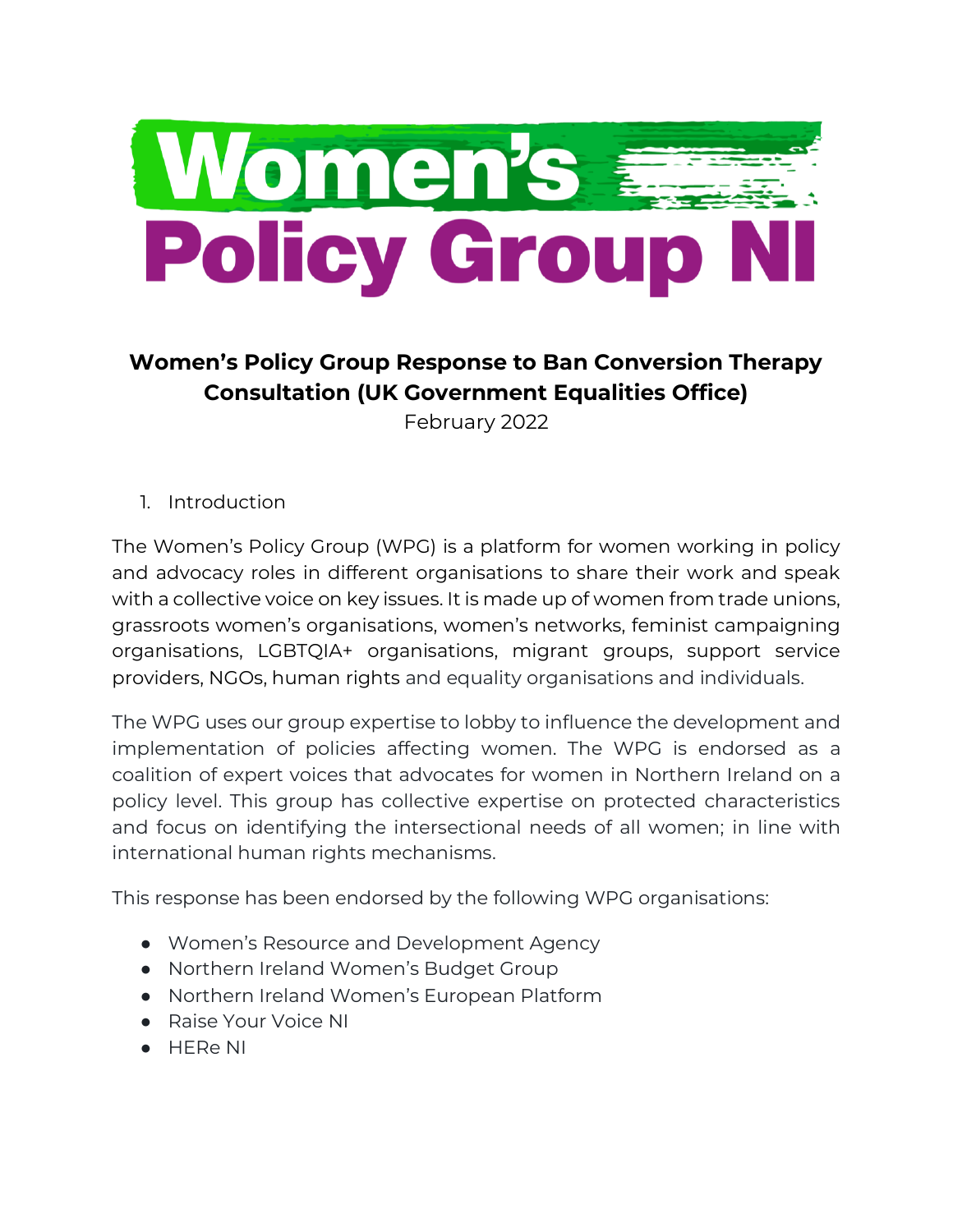# Women's Policy Group NI

## Women's Policy Group Response to Ban Conversion Therapy Consultation (UK Government Equalities Office)

February 2022

1. Introduction

The Women's Policy Group (WPG) is a platform for women working in policy and advocacy roles in different organisations to share their work and speak with a collective voice on key issues. It is made up of women from trade unions, grassroots women's organisations, women's networks, feminist campaigning organisations, LGBTQIA+ organisations, migrant groups, support service providers, NGOs, human rights and equality organisations and individuals.

The WPG uses our group expertise to lobby to influence the development and implementation of policies affecting women. The WPG is endorsed as a coalition of expert voices that advocates for women in Northern Ireland on a policy level. This group has collective expertise on protected characteristics and focus on identifying the intersectional needs of all women; in line with international human rights mechanisms.

This response has been endorsed by the following WPG organisations:

- Women's Resource and Development Agency
- Northern Ireland Women's Budget Group
- Northern Ireland Women's European Platform
- Raise Your Voice NI
- HERe NI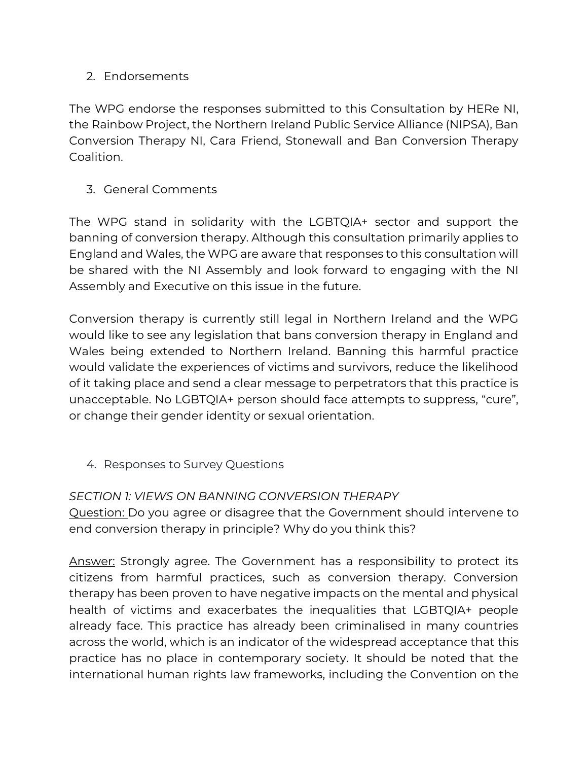## 2. Endorsements

The WPG endorse the responses submitted to this Consultation by HERe NI, the Rainbow Project, the Northern Ireland Public Service Alliance (NIPSA), Ban Conversion Therapy NI, Cara Friend, Stonewall and Ban Conversion Therapy Coalition.

## 3. General Comments

The WPG stand in solidarity with the LGBTQIA+ sector and support the banning of conversion therapy. Although this consultation primarily applies to England and Wales, the WPG are aware that responses to this consultation will be shared with the NI Assembly and look forward to engaging with the NI Assembly and Executive on this issue in the future.

Conversion therapy is currently still legal in Northern Ireland and the WPG would like to see any legislation that bans conversion therapy in England and Wales being extended to Northern Ireland. Banning this harmful practice would validate the experiences of victims and survivors, reduce the likelihood of it taking place and send a clear message to perpetrators that this practice is unacceptable. No LGBTQIA+ person should face attempts to suppress, "cure", or change their gender identity or sexual orientation.

## 4. Responses to Survey Questions

*SECTION 1: VIEWS ON BANNING CONVERSION THERAPY*

<u>Question:</u> Do you agree or disagree that the Government should intervene to end conversion therapy in principle? Why do you think this?

<u>Answer:</u> Strongly agree. The Government has a responsibility to protect its citizens from harmful practices, such as conversion therapy. Conversion therapy has been proven to have negative impacts on the mental and physical health of victims and exacerbates the inequalities that LGBTQIA+ people already face. This practice has already been criminalised in many countries across the world, which is an indicator of the widespread acceptance that this practice has no place in contemporary society. It should be noted that the international human rights law frameworks, including the Convention on the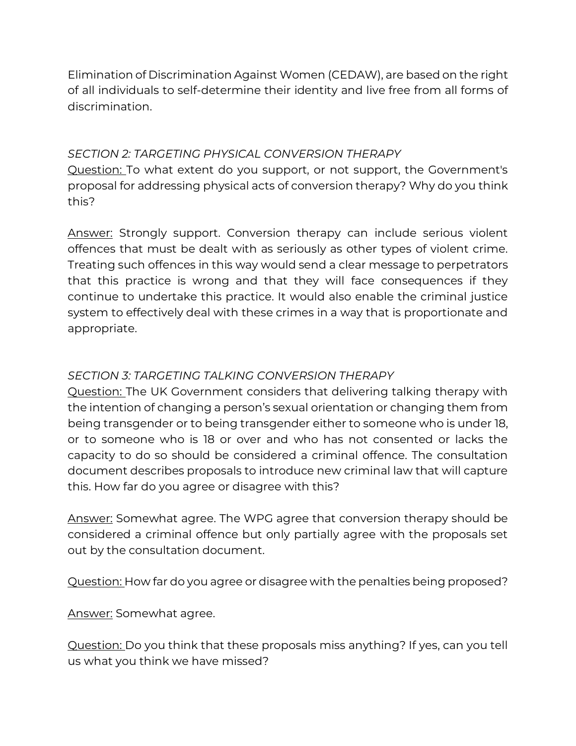Elimination of Discrimination Against Women (CEDAW), are based on the right of all individuals to self-determine their identity and live free from all forms of discrimination.

*SECTION 2: TARGETING PHYSICAL CONVERSION THERAPY*

Question: To what extent do you support, or not support, the Government's proposal for addressing physical acts of conversion therapy? Why do you think this?

Answer: Strongly support. Conversion therapy can include serious violent offences that must be dealt with as seriously as other types of violent crime. Treating such offences in this way would send a clear message to perpetrators that this practice is wrong and that they will face consequences if they continue to undertake this practice. It would also enable the criminal justice system to effectively deal with these crimes in a way that is proportionate and appropriate.

*SECTION 3: TARGETING TALKING CONVERSION THERAPY*

Question: The UK Government considers that delivering talking therapy with the intention of changing a person's sexual orientation or changing them from being transgender or to being transgender either to someone who is under 18, or to someone who is 18 or over and who has not consented or lacks the capacity to do so should be considered a criminal offence. The consultation document describes proposals to introduce new criminal law that will capture this. How far do you agree or disagree with this?

Answer: Somewhat agree. The WPG agree that conversion therapy should be considered a criminal offence but only partially agree with the proposals set out by the consultation document.

Question: How far do you agree or disagree with the penalties being proposed?

Answer: Somewhat agree.

Question: Do you think that these proposals miss anything? If yes, can you tell us what you think we have missed?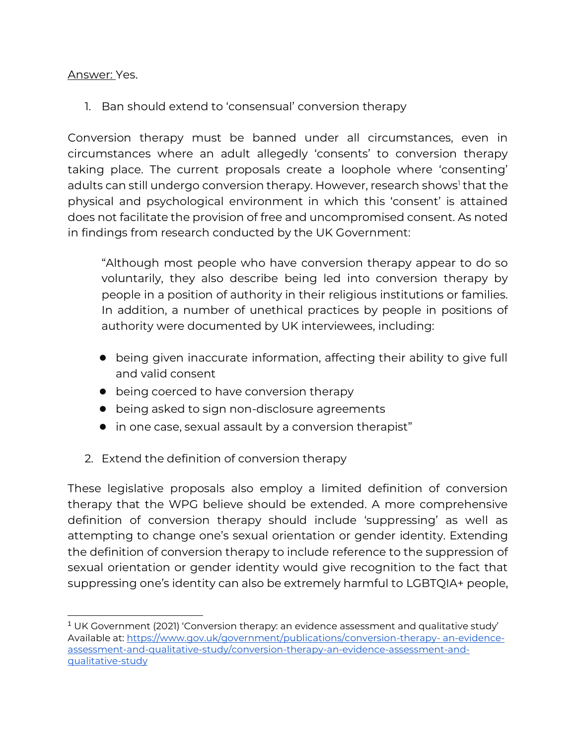Answer: Yes.

1. Ban should extend to 'consensual' conversion therapy

Conversion therapy must be banned under all circumstances, even in circumstances where an adult allegedly 'consents' to conversion therapy taking place. The current proposals create a loophole where 'consenting' adults can still undergo conversion therapy. However, research shows[1] that the physical and psychological environment in which this 'consent' is attained does not facilitate the provision of free and uncompromised consent. As noted in findings from research conducted by the UK Government:

> "Although most people who have conversion therapy appear to do so voluntarily, they also describe being led into conversion therapy by people in a position of authority in their religious institutions or families. In addition, a number of unethical practices by people in positions of authority were documented by UK interviewees, including:
>
> - being given inaccurate information, affecting their ability to give full and valid consent
> - being coerced to have conversion therapy
> - being asked to sign non-disclosure agreements
> - in one case, sexual assault by a conversion therapist"

2. Extend the definition of conversion therapy

These legislative proposals also employ a limited definition of conversion therapy that the WPG believe should be extended. A more comprehensive definition of conversion therapy should include 'suppressing' as well as attempting to change one's sexual orientation or gender identity. Extending the definition of conversion therapy to include reference to the suppression of sexual orientation or gender identity would give recognition to the fact that suppressing one's identity can also be extremely harmful to LGBTQIA+ people,

---

[1] UK Government (2021) 'Conversion therapy: an evidence assessment and qualitative study' Available at: https://www.gov.uk/government/publications/conversion-therapy- an-evidence-assessment-and-qualitative-study/conversion-therapy-an-evidence-assessment-and-qualitative-study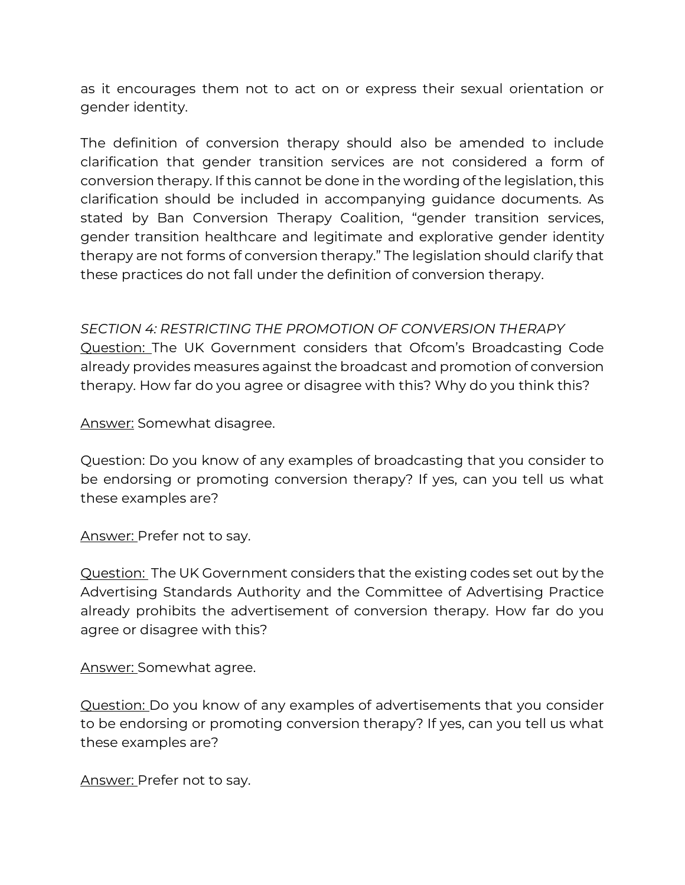as it encourages them not to act on or express their sexual orientation or gender identity.

The definition of conversion therapy should also be amended to include clarification that gender transition services are not considered a form of conversion therapy. If this cannot be done in the wording of the legislation, this clarification should be included in accompanying guidance documents. As stated by Ban Conversion Therapy Coalition, "gender transition services, gender transition healthcare and legitimate and explorative gender identity therapy are not forms of conversion therapy." The legislation should clarify that these practices do not fall under the definition of conversion therapy.

*SECTION 4: RESTRICTING THE PROMOTION OF CONVERSION THERAPY*

<u>Question:</u> The UK Government considers that Ofcom's Broadcasting Code already provides measures against the broadcast and promotion of conversion therapy. How far do you agree or disagree with this? Why do you think this?

<u>Answer:</u> Somewhat disagree.

Question: Do you know of any examples of broadcasting that you consider to be endorsing or promoting conversion therapy? If yes, can you tell us what these examples are?

<u>Answer:</u> Prefer not to say.

<u>Question:</u> The UK Government considers that the existing codes set out by the Advertising Standards Authority and the Committee of Advertising Practice already prohibits the advertisement of conversion therapy. How far do you agree or disagree with this?

<u>Answer:</u> Somewhat agree.

<u>Question:</u> Do you know of any examples of advertisements that you consider to be endorsing or promoting conversion therapy? If yes, can you tell us what these examples are?

<u>Answer:</u> Prefer not to say.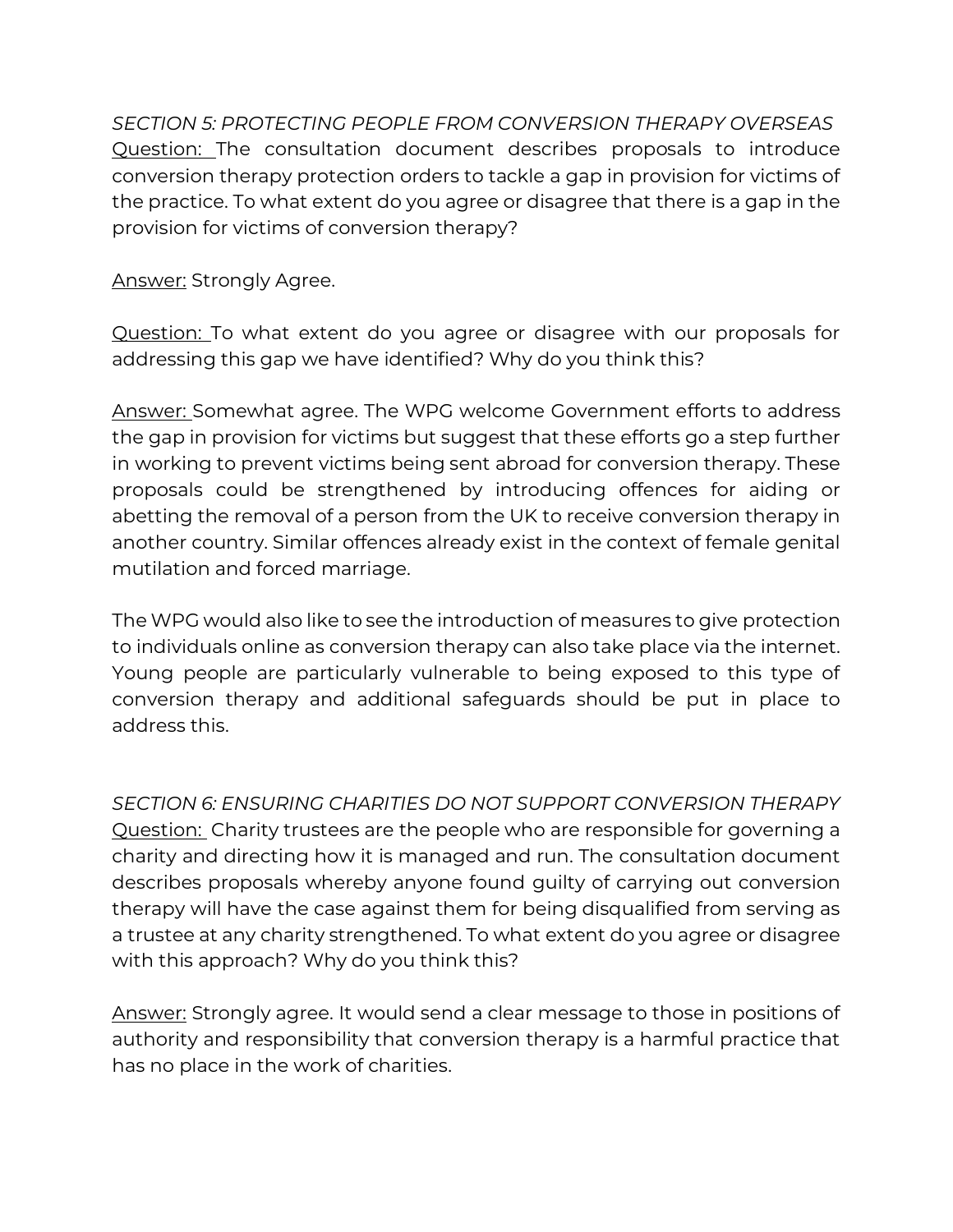*SECTION 5: PROTECTING PEOPLE FROM CONVERSION THERAPY OVERSEAS*

Question: The consultation document describes proposals to introduce conversion therapy protection orders to tackle a gap in provision for victims of the practice. To what extent do you agree or disagree that there is a gap in the provision for victims of conversion therapy?

Answer: Strongly Agree.

Question: To what extent do you agree or disagree with our proposals for addressing this gap we have identified? Why do you think this?

Answer: Somewhat agree. The WPG welcome Government efforts to address the gap in provision for victims but suggest that these efforts go a step further in working to prevent victims being sent abroad for conversion therapy. These proposals could be strengthened by introducing offences for aiding or abetting the removal of a person from the UK to receive conversion therapy in another country. Similar offences already exist in the context of female genital mutilation and forced marriage.

The WPG would also like to see the introduction of measures to give protection to individuals online as conversion therapy can also take place via the internet. Young people are particularly vulnerable to being exposed to this type of conversion therapy and additional safeguards should be put in place to address this.

*SECTION 6: ENSURING CHARITIES DO NOT SUPPORT CONVERSION THERAPY*

Question: Charity trustees are the people who are responsible for governing a charity and directing how it is managed and run. The consultation document describes proposals whereby anyone found guilty of carrying out conversion therapy will have the case against them for being disqualified from serving as a trustee at any charity strengthened. To what extent do you agree or disagree with this approach? Why do you think this?

Answer: Strongly agree. It would send a clear message to those in positions of authority and responsibility that conversion therapy is a harmful practice that has no place in the work of charities.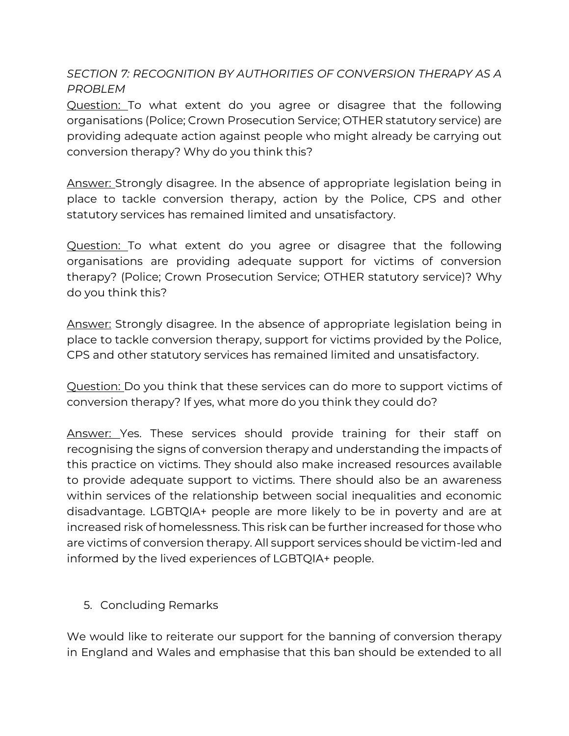*SECTION 7: RECOGNITION BY AUTHORITIES OF CONVERSION THERAPY AS A PROBLEM*

Question: To what extent do you agree or disagree that the following organisations (Police; Crown Prosecution Service; OTHER statutory service) are providing adequate action against people who might already be carrying out conversion therapy? Why do you think this?

Answer: Strongly disagree. In the absence of appropriate legislation being in place to tackle conversion therapy, action by the Police, CPS and other statutory services has remained limited and unsatisfactory.

Question: To what extent do you agree or disagree that the following organisations are providing adequate support for victims of conversion therapy? (Police; Crown Prosecution Service; OTHER statutory service)? Why do you think this?

Answer: Strongly disagree. In the absence of appropriate legislation being in place to tackle conversion therapy, support for victims provided by the Police, CPS and other statutory services has remained limited and unsatisfactory.

Question: Do you think that these services can do more to support victims of conversion therapy? If yes, what more do you think they could do?

Answer: Yes. These services should provide training for their staff on recognising the signs of conversion therapy and understanding the impacts of this practice on victims. They should also make increased resources available to provide adequate support to victims. There should also be an awareness within services of the relationship between social inequalities and economic disadvantage. LGBTQIA+ people are more likely to be in poverty and are at increased risk of homelessness. This risk can be further increased for those who are victims of conversion therapy. All support services should be victim-led and informed by the lived experiences of LGBTQIA+ people.

## 5. Concluding Remarks

We would like to reiterate our support for the banning of conversion therapy in England and Wales and emphasise that this ban should be extended to all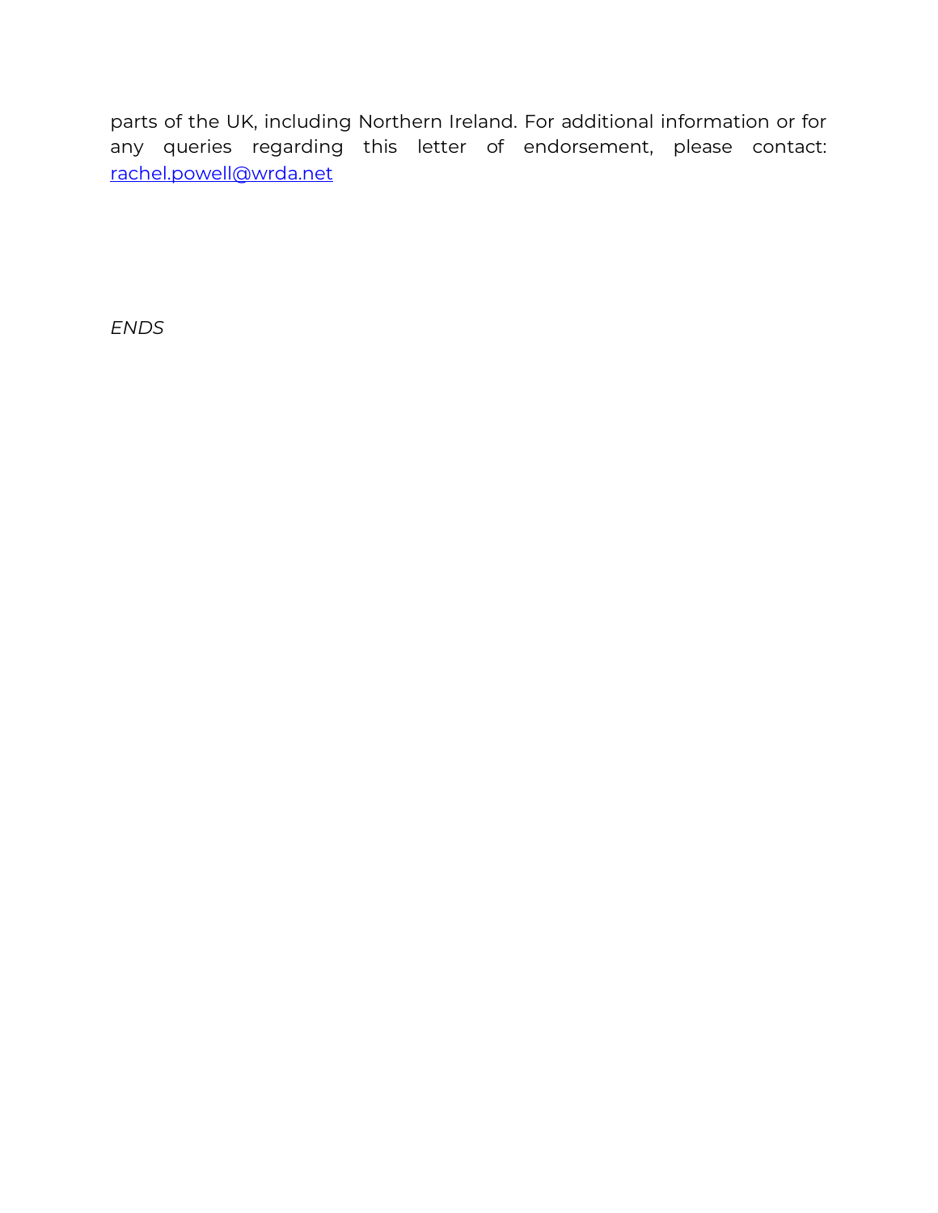parts of the UK, including Northern Ireland. For additional information or for any queries regarding this letter of endorsement, please contact: [rachel.powell@wrda.net](mailto:rachel.powell@wrda.net)

*ENDS*